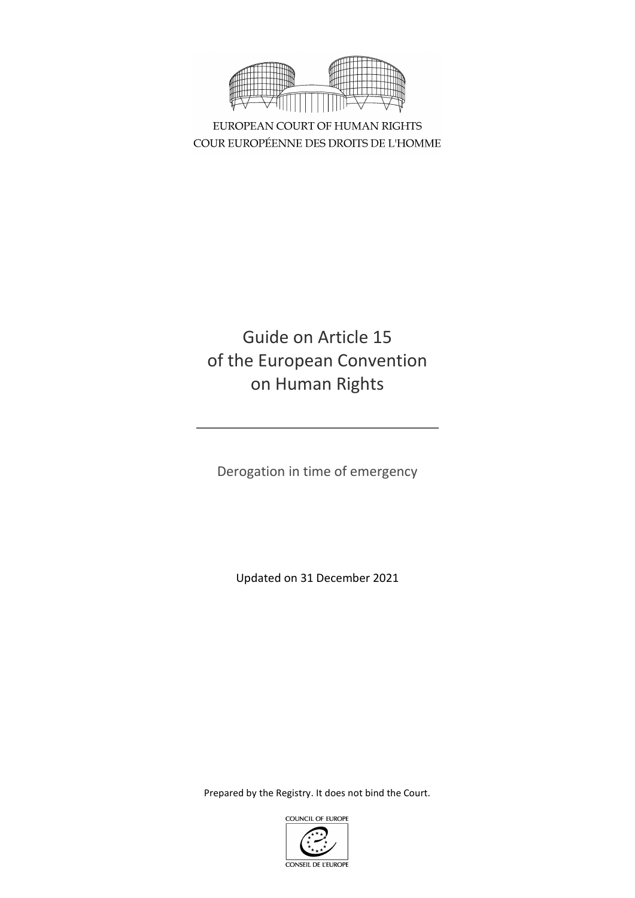EUROPEAN COURT OF HUMAN RIGHTS
COUR EUROPÉENNE DES DROITS DE L'HOMME

# Guide on Article 15 of the European Convention on Human Rights

Derogation in time of emergency

Updated on 31 December 2021

Prepared by the Registry. It does not bind the Court.

COUNCIL OF EUROPE
CONSEIL DE L'EUROPE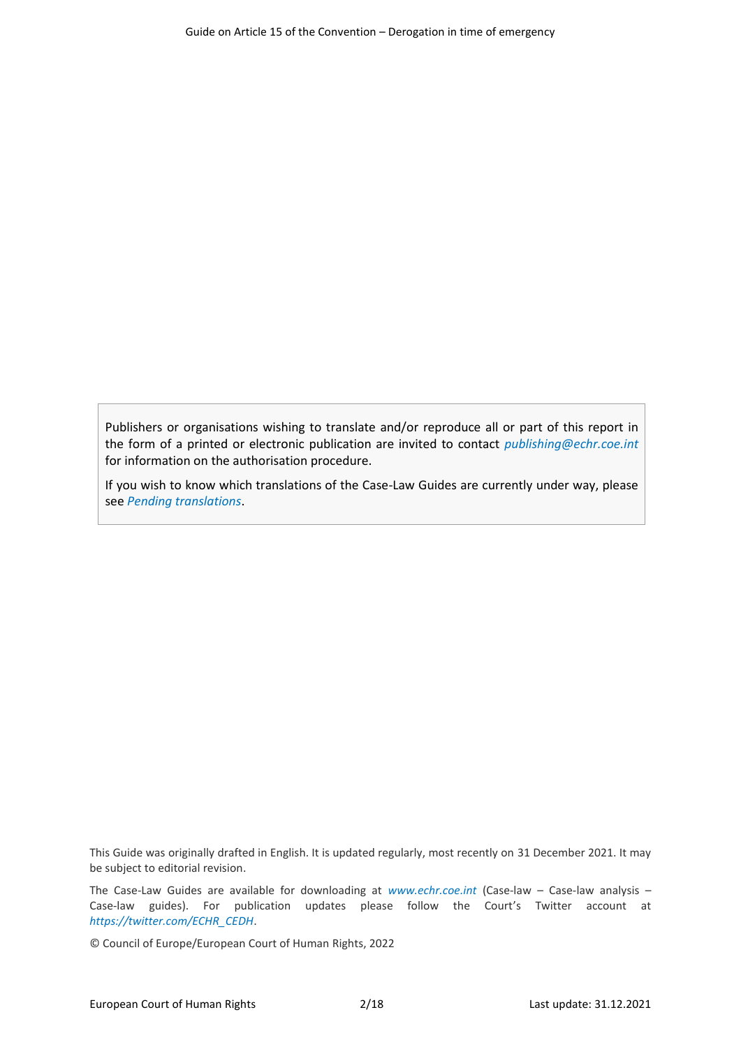Publishers or organisations wishing to translate and/or reproduce all or part of this report in the form of a printed or electronic publication are invited to contact *publishing@echr.coe.int* for information on the authorisation procedure.

If you wish to know which translations of the Case-Law Guides are currently under way, please see *Pending translations*.

This Guide was originally drafted in English. It is updated regularly, most recently on 31 December 2021. It may be subject to editorial revision.

The Case-Law Guides are available for downloading at *www.echr.coe.int* (Case-law – Case-law analysis – Case-law guides). For publication updates please follow the Court's Twitter account at *https://twitter.com/ECHR_CEDH*.

© Council of Europe/European Court of Human Rights, 2022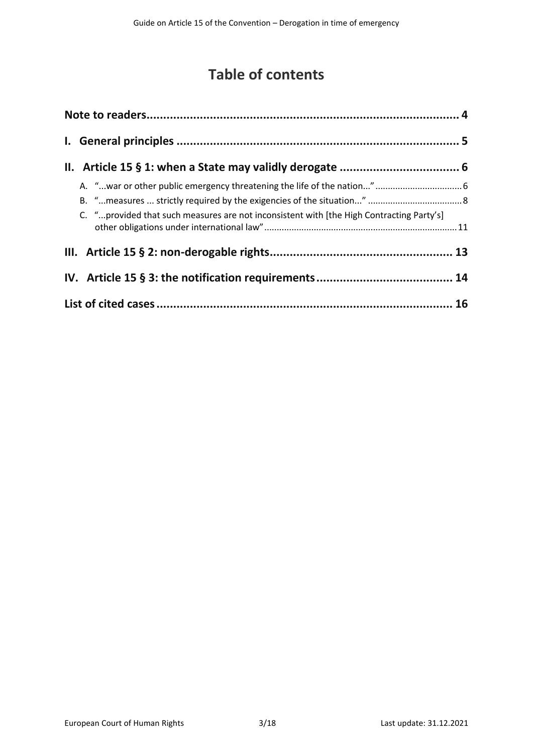# Table of contents

**Note to readers ... 4**

**I. General principles ... 5**

**II. Article 15 § 1: when a State may validly derogate ... 6**

- A. "...war or other public emergency threatening the life of the nation..." ... 6
- B. "...measures ... strictly required by the exigencies of the situation..." ... 8
- C. "...provided that such measures are not inconsistent with [the High Contracting Party's] other obligations under international law" ... 11

**III. Article 15 § 2: non-derogable rights ... 13**

**IV. Article 15 § 3: the notification requirements ... 14**

**List of cited cases ... 16**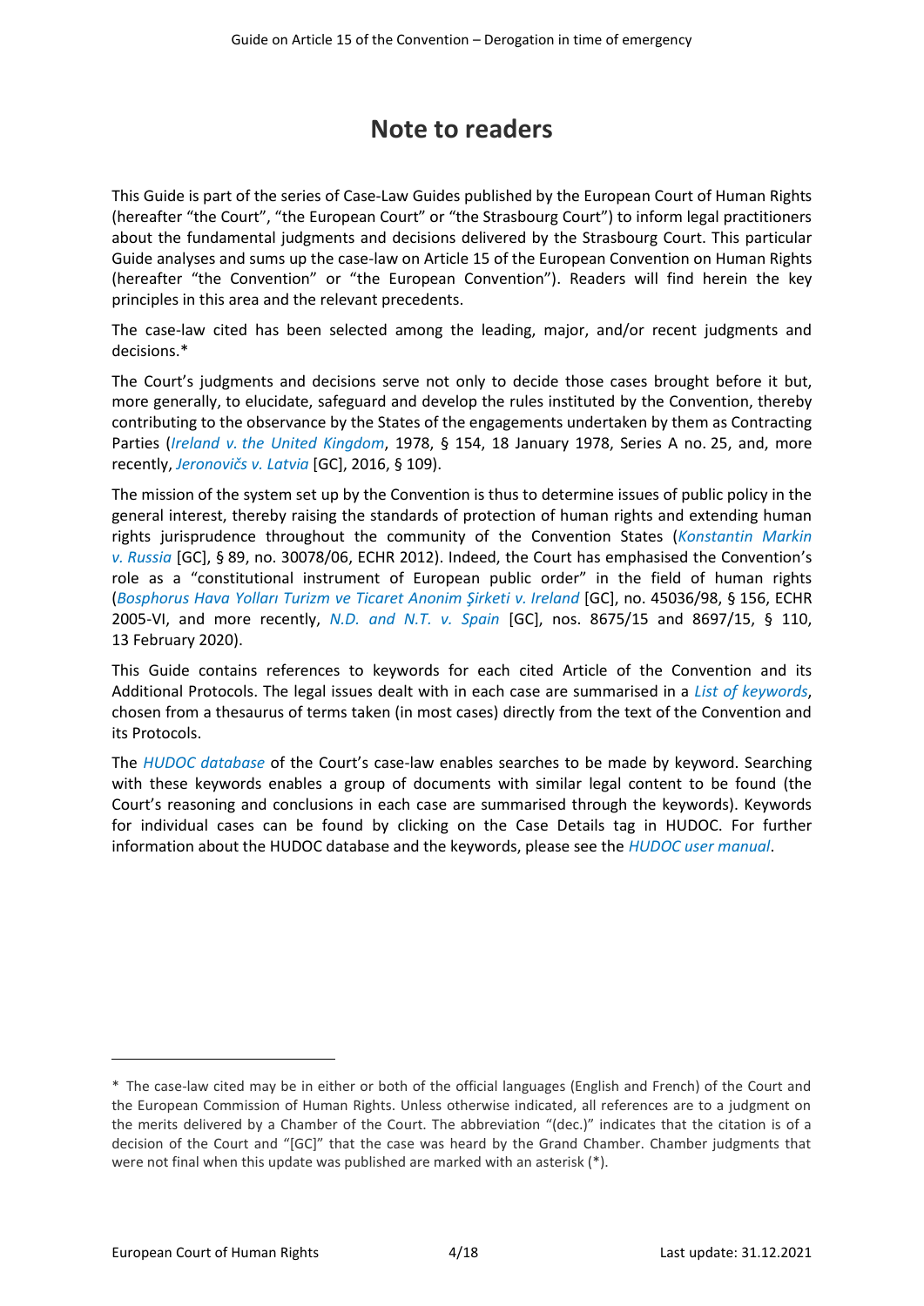# Note to readers

This Guide is part of the series of Case-Law Guides published by the European Court of Human Rights (hereafter “the Court”, “the European Court” or “the Strasbourg Court”) to inform legal practitioners about the fundamental judgments and decisions delivered by the Strasbourg Court. This particular Guide analyses and sums up the case-law on Article 15 of the European Convention on Human Rights (hereafter “the Convention” or “the European Convention”). Readers will find herein the key principles in this area and the relevant precedents.

The case-law cited has been selected among the leading, major, and/or recent judgments and decisions.*

The Court’s judgments and decisions serve not only to decide those cases brought before it but, more generally, to elucidate, safeguard and develop the rules instituted by the Convention, thereby contributing to the observance by the States of the engagements undertaken by them as Contracting Parties (*Ireland v. the United Kingdom*, 1978, § 154, 18 January 1978, Series A no. 25, and, more recently, *Jeronovičs v. Latvia* [GC], 2016, § 109).

The mission of the system set up by the Convention is thus to determine issues of public policy in the general interest, thereby raising the standards of protection of human rights and extending human rights jurisprudence throughout the community of the Convention States (*Konstantin Markin v. Russia* [GC], § 89, no. 30078/06, ECHR 2012). Indeed, the Court has emphasised the Convention’s role as a “constitutional instrument of European public order” in the field of human rights (*Bosphorus Hava Yolları Turizm ve Ticaret Anonim Şirketi v. Ireland* [GC], no. 45036/98, § 156, ECHR 2005-VI, and more recently, *N.D. and N.T. v. Spain* [GC], nos. 8675/15 and 8697/15, § 110, 13 February 2020).

This Guide contains references to keywords for each cited Article of the Convention and its Additional Protocols. The legal issues dealt with in each case are summarised in a *List of keywords*, chosen from a thesaurus of terms taken (in most cases) directly from the text of the Convention and its Protocols.

The *HUDOC database* of the Court’s case-law enables searches to be made by keyword. Searching with these keywords enables a group of documents with similar legal content to be found (the Court’s reasoning and conclusions in each case are summarised through the keywords). Keywords for individual cases can be found by clicking on the Case Details tag in HUDOC. For further information about the HUDOC database and the keywords, please see the *HUDOC user manual*.

---

* The case-law cited may be in either or both of the official languages (English and French) of the Court and the European Commission of Human Rights. Unless otherwise indicated, all references are to a judgment on the merits delivered by a Chamber of the Court. The abbreviation “(dec.)” indicates that the citation is of a decision of the Court and “[GC]” that the case was heard by the Grand Chamber. Chamber judgments that were not final when this update was published are marked with an asterisk (*).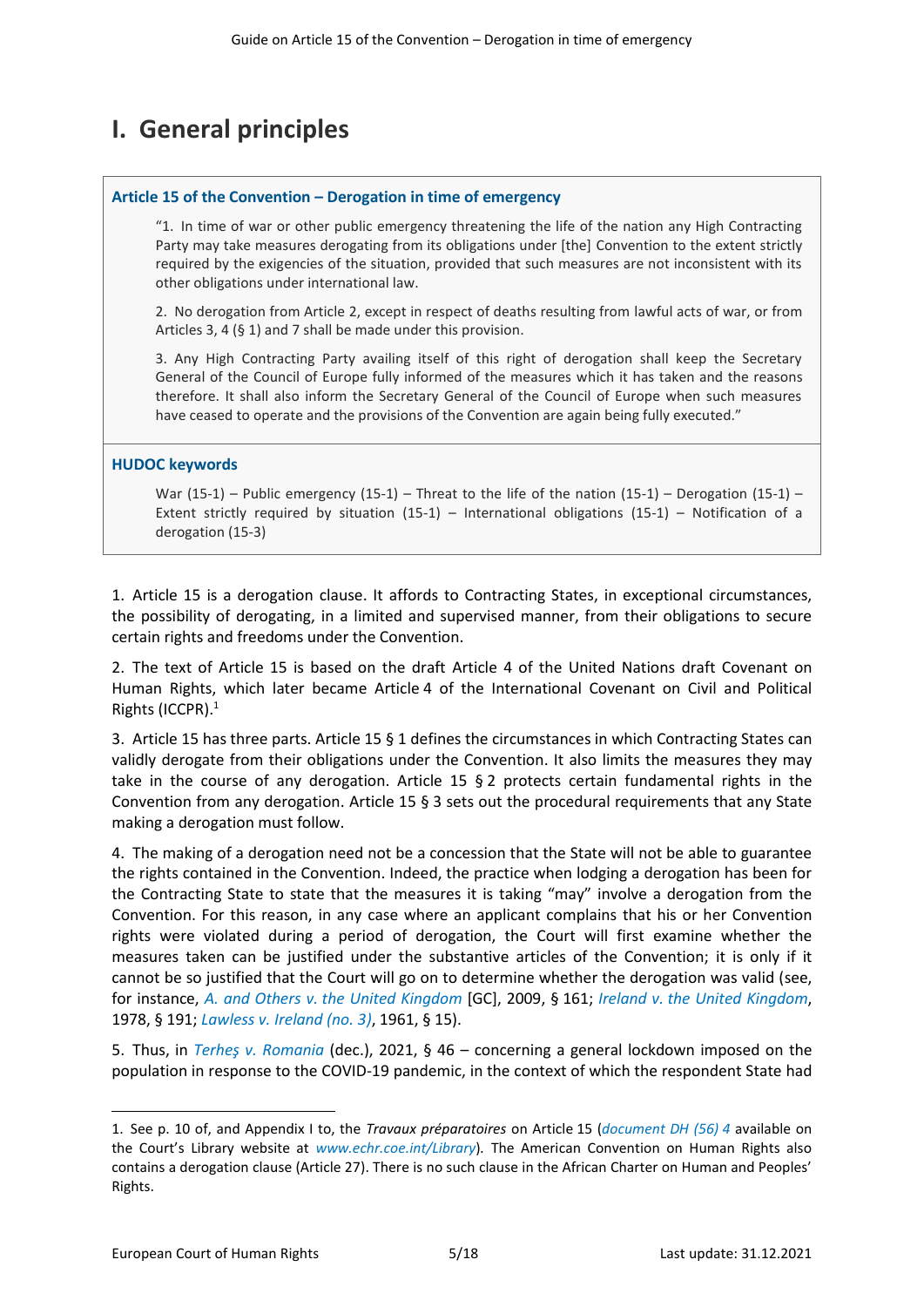# I. General principles

**Article 15 of the Convention – Derogation in time of emergency**

> "1. In time of war or other public emergency threatening the life of the nation any High Contracting Party may take measures derogating from its obligations under [the] Convention to the extent strictly required by the exigencies of the situation, provided that such measures are not inconsistent with its other obligations under international law.
>
> 2. No derogation from Article 2, except in respect of deaths resulting from lawful acts of war, or from Articles 3, 4 (§ 1) and 7 shall be made under this provision.
>
> 3. Any High Contracting Party availing itself of this right of derogation shall keep the Secretary General of the Council of Europe fully informed of the measures which it has taken and the reasons therefore. It shall also inform the Secretary General of the Council of Europe when such measures have ceased to operate and the provisions of the Convention are again being fully executed."

**HUDOC keywords**

> War (15-1) – Public emergency (15-1) – Threat to the life of the nation (15-1) – Derogation (15-1) – Extent strictly required by situation (15-1) – International obligations (15-1) – Notification of a derogation (15-3)

1. Article 15 is a derogation clause. It affords to Contracting States, in exceptional circumstances, the possibility of derogating, in a limited and supervised manner, from their obligations to secure certain rights and freedoms under the Convention.

2. The text of Article 15 is based on the draft Article 4 of the United Nations draft Covenant on Human Rights, which later became Article 4 of the International Covenant on Civil and Political Rights (ICCPR).[1]

3. Article 15 has three parts. Article 15 § 1 defines the circumstances in which Contracting States can validly derogate from their obligations under the Convention. It also limits the measures they may take in the course of any derogation. Article 15 § 2 protects certain fundamental rights in the Convention from any derogation. Article 15 § 3 sets out the procedural requirements that any State making a derogation must follow.

4. The making of a derogation need not be a concession that the State will not be able to guarantee the rights contained in the Convention. Indeed, the practice when lodging a derogation has been for the Contracting State to state that the measures it is taking "may" involve a derogation from the Convention. For this reason, in any case where an applicant complains that his or her Convention rights were violated during a period of derogation, the Court will first examine whether the measures taken can be justified under the substantive articles of the Convention; it is only if it cannot be so justified that the Court will go on to determine whether the derogation was valid (see, for instance, *A. and Others v. the United Kingdom* [GC], 2009, § 161; *Ireland v. the United Kingdom*, 1978, § 191; *Lawless v. Ireland (no. 3)*, 1961, § 15).

5. Thus, in *Terheş v. Romania* (dec.), 2021, § 46 – concerning a general lockdown imposed on the population in response to the COVID-19 pandemic, in the context of which the respondent State had

---

1. See p. 10 of, and Appendix I to, the *Travaux préparatoires* on Article 15 (*document DH (56) 4* available on the Court's Library website at *www.echr.coe.int/Library*). The American Convention on Human Rights also contains a derogation clause (Article 27). There is no such clause in the African Charter on Human and Peoples' Rights.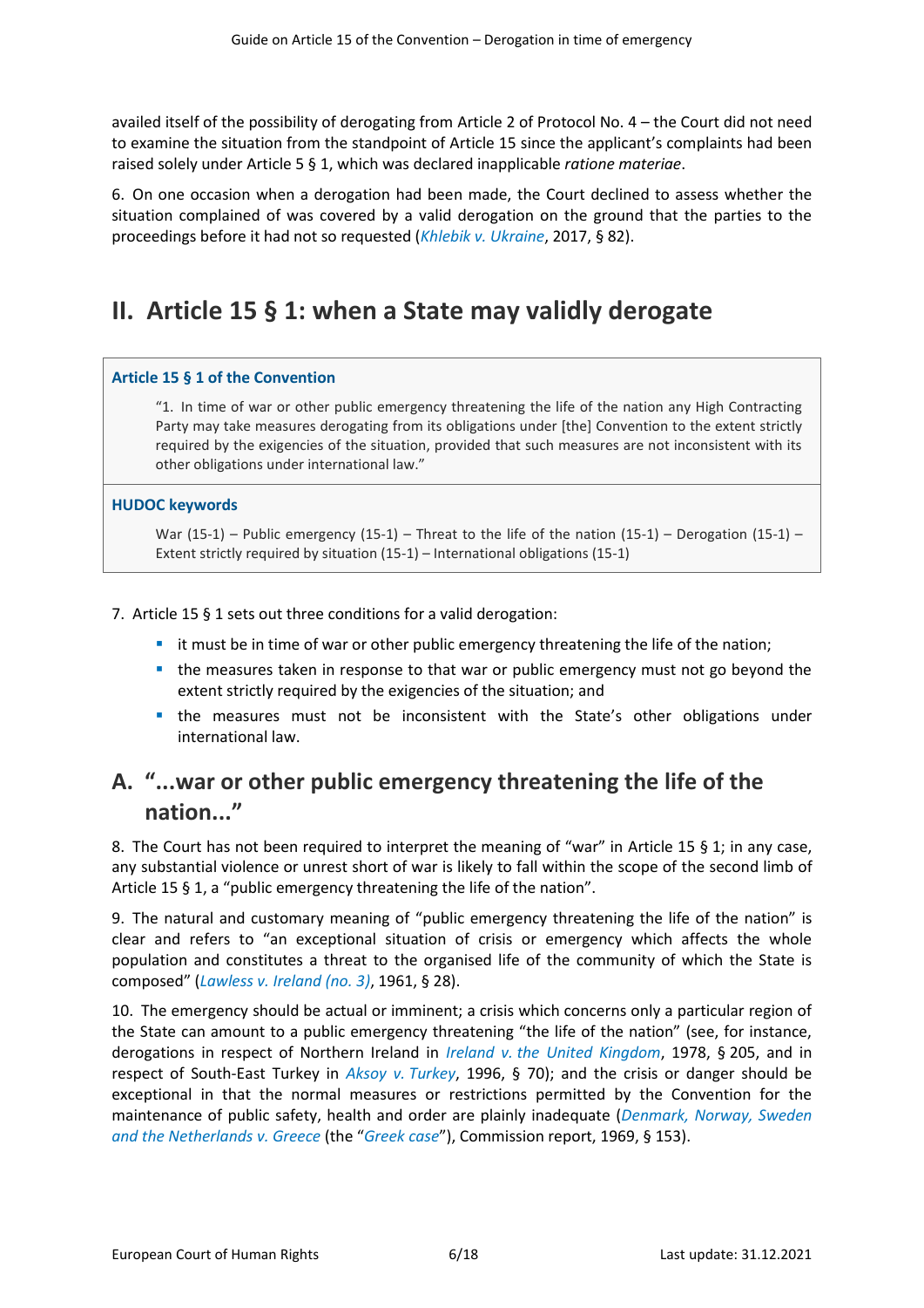availed itself of the possibility of derogating from Article 2 of Protocol No. 4 – the Court did not need to examine the situation from the standpoint of Article 15 since the applicant's complaints had been raised solely under Article 5 § 1, which was declared inapplicable *ratione materiae*.

6. On one occasion when a derogation had been made, the Court declined to assess whether the situation complained of was covered by a valid derogation on the ground that the parties to the proceedings before it had not so requested (*Khlebik v. Ukraine*, 2017, § 82).

# II. Article 15 § 1: when a State may validly derogate

**Article 15 § 1 of the Convention**

> "1. In time of war or other public emergency threatening the life of the nation any High Contracting Party may take measures derogating from its obligations under [the] Convention to the extent strictly required by the exigencies of the situation, provided that such measures are not inconsistent with its other obligations under international law."

**HUDOC keywords**

> War (15-1) – Public emergency (15-1) – Threat to the life of the nation (15-1) – Derogation (15-1) – Extent strictly required by situation (15-1) – International obligations (15-1)

7. Article 15 § 1 sets out three conditions for a valid derogation:

- it must be in time of war or other public emergency threatening the life of the nation;
- the measures taken in response to that war or public emergency must not go beyond the extent strictly required by the exigencies of the situation; and
- the measures must not be inconsistent with the State's other obligations under international law.

## A. "...war or other public emergency threatening the life of the nation..."

8. The Court has not been required to interpret the meaning of "war" in Article 15 § 1; in any case, any substantial violence or unrest short of war is likely to fall within the scope of the second limb of Article 15 § 1, a "public emergency threatening the life of the nation".

9. The natural and customary meaning of "public emergency threatening the life of the nation" is clear and refers to "an exceptional situation of crisis or emergency which affects the whole population and constitutes a threat to the organised life of the community of which the State is composed" (*Lawless v. Ireland (no. 3)*, 1961, § 28).

10. The emergency should be actual or imminent; a crisis which concerns only a particular region of the State can amount to a public emergency threatening "the life of the nation" (see, for instance, derogations in respect of Northern Ireland in *Ireland v. the United Kingdom*, 1978, § 205, and in respect of South-East Turkey in *Aksoy v. Turkey*, 1996, § 70); and the crisis or danger should be exceptional in that the normal measures or restrictions permitted by the Convention for the maintenance of public safety, health and order are plainly inadequate (*Denmark, Norway, Sweden and the Netherlands v. Greece* (the "*Greek case*"), Commission report, 1969, § 153).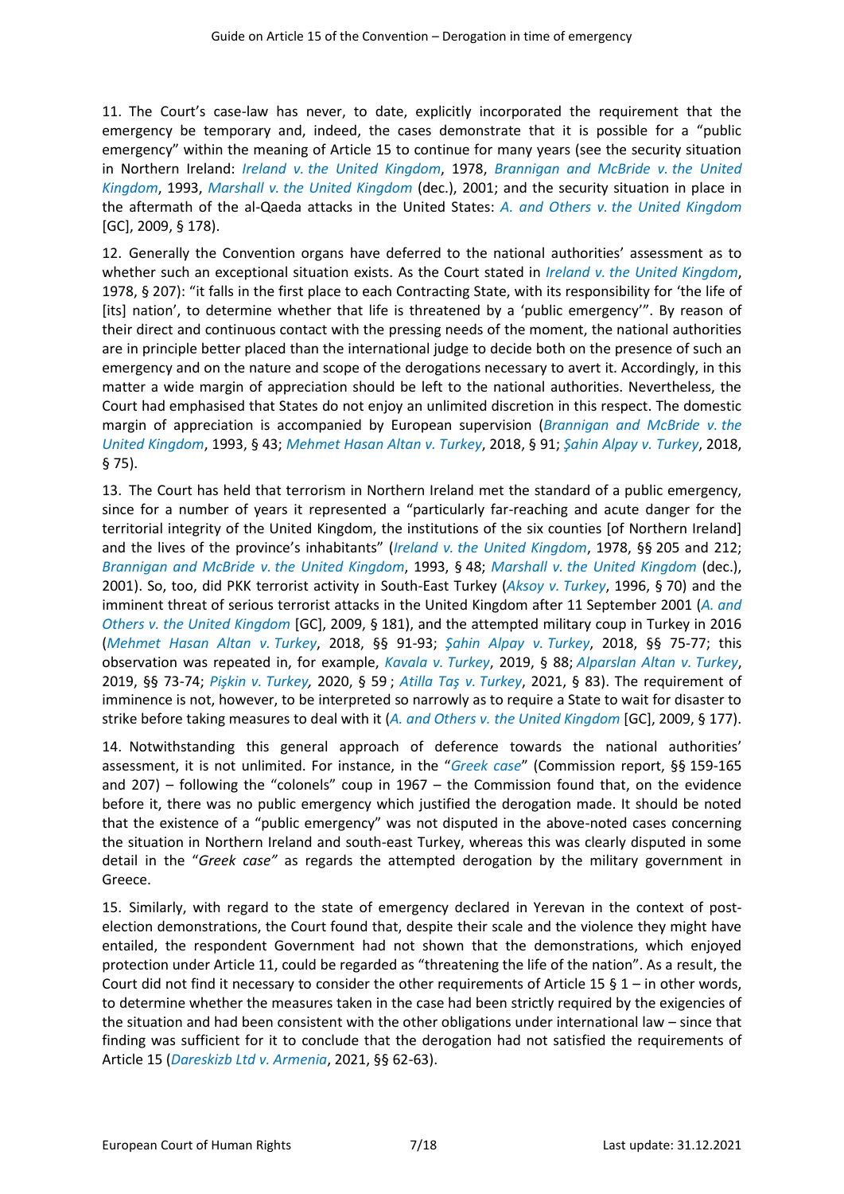11. The Court's case-law has never, to date, explicitly incorporated the requirement that the emergency be temporary and, indeed, the cases demonstrate that it is possible for a "public emergency" within the meaning of Article 15 to continue for many years (see the security situation in Northern Ireland: *Ireland v. the United Kingdom*, 1978, *Brannigan and McBride v. the United Kingdom*, 1993, *Marshall v. the United Kingdom* (dec.), 2001; and the security situation in place in the aftermath of the al-Qaeda attacks in the United States: *A. and Others v. the United Kingdom* [GC], 2009, § 178).

12. Generally the Convention organs have deferred to the national authorities' assessment as to whether such an exceptional situation exists. As the Court stated in *Ireland v. the United Kingdom*, 1978, § 207): "it falls in the first place to each Contracting State, with its responsibility for 'the life of [its] nation', to determine whether that life is threatened by a 'public emergency'". By reason of their direct and continuous contact with the pressing needs of the moment, the national authorities are in principle better placed than the international judge to decide both on the presence of such an emergency and on the nature and scope of the derogations necessary to avert it. Accordingly, in this matter a wide margin of appreciation should be left to the national authorities. Nevertheless, the Court had emphasised that States do not enjoy an unlimited discretion in this respect. The domestic margin of appreciation is accompanied by European supervision (*Brannigan and McBride v. the United Kingdom*, 1993, § 43; *Mehmet Hasan Altan v. Turkey*, 2018, § 91; *Şahin Alpay v. Turkey*, 2018, § 75).

13. The Court has held that terrorism in Northern Ireland met the standard of a public emergency, since for a number of years it represented a "particularly far-reaching and acute danger for the territorial integrity of the United Kingdom, the institutions of the six counties [of Northern Ireland] and the lives of the province's inhabitants" (*Ireland v. the United Kingdom*, 1978, §§ 205 and 212; *Brannigan and McBride v. the United Kingdom*, 1993, § 48; *Marshall v. the United Kingdom* (dec.), 2001). So, too, did PKK terrorist activity in South-East Turkey (*Aksoy v. Turkey*, 1996, § 70) and the imminent threat of serious terrorist attacks in the United Kingdom after 11 September 2001 (*A. and Others v. the United Kingdom* [GC], 2009, § 181), and the attempted military coup in Turkey in 2016 (*Mehmet Hasan Altan v. Turkey*, 2018, §§ 91-93; *Şahin Alpay v. Turkey*, 2018, §§ 75-77; this observation was repeated in, for example, *Kavala v. Turkey*, 2019, § 88; *Alparslan Altan v. Turkey*, 2019, §§ 73-74; *Pişkin v. Turkey*, 2020, § 59 ; *Atilla Taş v. Turkey*, 2021, § 83). The requirement of imminence is not, however, to be interpreted so narrowly as to require a State to wait for disaster to strike before taking measures to deal with it (*A. and Others v. the United Kingdom* [GC], 2009, § 177).

14. Notwithstanding this general approach of deference towards the national authorities' assessment, it is not unlimited. For instance, in the "*Greek case*" (Commission report, §§ 159-165 and 207) – following the "colonels" coup in 1967 – the Commission found that, on the evidence before it, there was no public emergency which justified the derogation made. It should be noted that the existence of a "public emergency" was not disputed in the above-noted cases concerning the situation in Northern Ireland and south-east Turkey, whereas this was clearly disputed in some detail in the "*Greek case"* as regards the attempted derogation by the military government in Greece.

15. Similarly, with regard to the state of emergency declared in Yerevan in the context of post-election demonstrations, the Court found that, despite their scale and the violence they might have entailed, the respondent Government had not shown that the demonstrations, which enjoyed protection under Article 11, could be regarded as "threatening the life of the nation". As a result, the Court did not find it necessary to consider the other requirements of Article 15 § 1 – in other words, to determine whether the measures taken in the case had been strictly required by the exigencies of the situation and had been consistent with the other obligations under international law – since that finding was sufficient for it to conclude that the derogation had not satisfied the requirements of Article 15 (*Dareskizb Ltd v. Armenia*, 2021, §§ 62-63).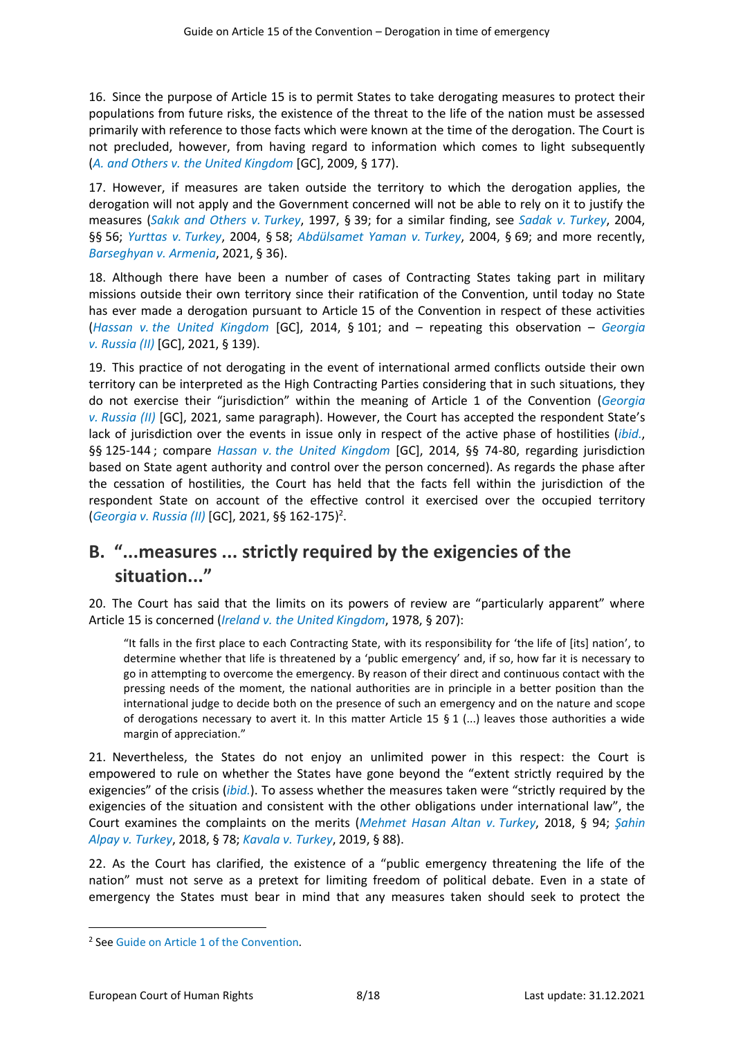16. Since the purpose of Article 15 is to permit States to take derogating measures to protect their populations from future risks, the existence of the threat to the life of the nation must be assessed primarily with reference to those facts which were known at the time of the derogation. The Court is not precluded, however, from having regard to information which comes to light subsequently (*A. and Others v. the United Kingdom* [GC], 2009, § 177).

17. However, if measures are taken outside the territory to which the derogation applies, the derogation will not apply and the Government concerned will not be able to rely on it to justify the measures (*Sakık and Others v. Turkey*, 1997, § 39; for a similar finding, see *Sadak v. Turkey*, 2004, §§ 56; *Yurttas v. Turkey*, 2004, § 58; *Abdülsamet Yaman v. Turkey*, 2004, § 69; and more recently, *Barseghyan v. Armenia*, 2021, § 36).

18. Although there have been a number of cases of Contracting States taking part in military missions outside their own territory since their ratification of the Convention, until today no State has ever made a derogation pursuant to Article 15 of the Convention in respect of these activities (*Hassan v. the United Kingdom* [GC], 2014, § 101; and – repeating this observation – *Georgia v. Russia (II)* [GC], 2021, § 139).

19. This practice of not derogating in the event of international armed conflicts outside their own territory can be interpreted as the High Contracting Parties considering that in such situations, they do not exercise their "jurisdiction" within the meaning of Article 1 of the Convention (*Georgia v. Russia (II)* [GC], 2021, same paragraph). However, the Court has accepted the respondent State's lack of jurisdiction over the events in issue only in respect of the active phase of hostilities (*ibid.*, §§ 125-144 ; compare *Hassan v. the United Kingdom* [GC], 2014, §§ 74-80, regarding jurisdiction based on State agent authority and control over the person concerned). As regards the phase after the cessation of hostilities, the Court has held that the facts fell within the jurisdiction of the respondent State on account of the effective control it exercised over the occupied territory (*Georgia v. Russia (II)* [GC], 2021, §§ 162-175)[2].

## B. "...measures ... strictly required by the exigencies of the situation..."

20. The Court has said that the limits on its powers of review are "particularly apparent" where Article 15 is concerned (*Ireland v. the United Kingdom*, 1978, § 207):

> "It falls in the first place to each Contracting State, with its responsibility for 'the life of [its] nation', to determine whether that life is threatened by a 'public emergency' and, if so, how far it is necessary to go in attempting to overcome the emergency. By reason of their direct and continuous contact with the pressing needs of the moment, the national authorities are in principle in a better position than the international judge to decide both on the presence of such an emergency and on the nature and scope of derogations necessary to avert it. In this matter Article 15 § 1 (...) leaves those authorities a wide margin of appreciation."

21. Nevertheless, the States do not enjoy an unlimited power in this respect: the Court is empowered to rule on whether the States have gone beyond the "extent strictly required by the exigencies" of the crisis (*ibid.*). To assess whether the measures taken were "strictly required by the exigencies of the situation and consistent with the other obligations under international law", the Court examines the complaints on the merits (*Mehmet Hasan Altan v. Turkey*, 2018, § 94; *Şahin Alpay v. Turkey*, 2018, § 78; *Kavala v. Turkey*, 2019, § 88).

22. As the Court has clarified, the existence of a "public emergency threatening the life of the nation" must not serve as a pretext for limiting freedom of political debate. Even in a state of emergency the States must bear in mind that any measures taken should seek to protect the

---

[2] See Guide on Article 1 of the Convention.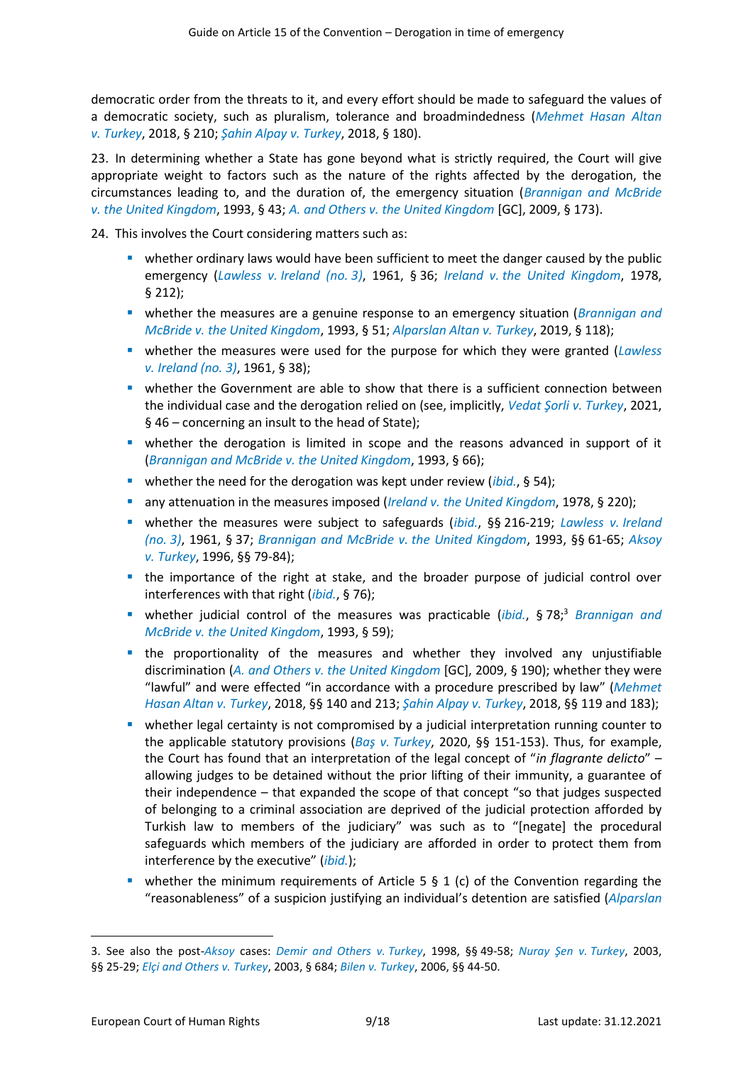democratic order from the threats to it, and every effort should be made to safeguard the values of a democratic society, such as pluralism, tolerance and broadmindedness (*Mehmet Hasan Altan v. Turkey*, 2018, § 210; *Şahin Alpay v. Turkey*, 2018, § 180).

23. In determining whether a State has gone beyond what is strictly required, the Court will give appropriate weight to factors such as the nature of the rights affected by the derogation, the circumstances leading to, and the duration of, the emergency situation (*Brannigan and McBride v. the United Kingdom*, 1993, § 43; *A. and Others v. the United Kingdom* [GC], 2009, § 173).

24. This involves the Court considering matters such as:

- whether ordinary laws would have been sufficient to meet the danger caused by the public emergency (*Lawless v. Ireland (no. 3)*, 1961, § 36; *Ireland v. the United Kingdom*, 1978, § 212);
- whether the measures are a genuine response to an emergency situation (*Brannigan and McBride v. the United Kingdom*, 1993, § 51; *Alparslan Altan v. Turkey*, 2019, § 118);
- whether the measures were used for the purpose for which they were granted (*Lawless v. Ireland (no. 3)*, 1961, § 38);
- whether the Government are able to show that there is a sufficient connection between the individual case and the derogation relied on (see, implicitly, *Vedat Şorli v. Turkey*, 2021, § 46 – concerning an insult to the head of State);
- whether the derogation is limited in scope and the reasons advanced in support of it (*Brannigan and McBride v. the United Kingdom*, 1993, § 66);
- whether the need for the derogation was kept under review (*ibid.*, § 54);
- any attenuation in the measures imposed (*Ireland v. the United Kingdom*, 1978, § 220);
- whether the measures were subject to safeguards (*ibid.*, §§ 216-219; *Lawless v. Ireland (no. 3)*, 1961, § 37; *Brannigan and McBride v. the United Kingdom*, 1993, §§ 61-65; *Aksoy v. Turkey*, 1996, §§ 79-84);
- the importance of the right at stake, and the broader purpose of judicial control over interferences with that right (*ibid.*, § 76);
- whether judicial control of the measures was practicable (*ibid.*, § 78;[3] *Brannigan and McBride v. the United Kingdom*, 1993, § 59);
- the proportionality of the measures and whether they involved any unjustifiable discrimination (*A. and Others v. the United Kingdom* [GC], 2009, § 190); whether they were "lawful" and were effected "in accordance with a procedure prescribed by law" (*Mehmet Hasan Altan v. Turkey*, 2018, §§ 140 and 213; *Şahin Alpay v. Turkey*, 2018, §§ 119 and 183);
- whether legal certainty is not compromised by a judicial interpretation running counter to the applicable statutory provisions (*Baş v. Turkey*, 2020, §§ 151-153). Thus, for example, the Court has found that an interpretation of the legal concept of "*in flagrante delicto*" – allowing judges to be detained without the prior lifting of their immunity, a guarantee of their independence – that expanded the scope of that concept "so that judges suspected of belonging to a criminal association are deprived of the judicial protection afforded by Turkish law to members of the judiciary" was such as to "[negate] the procedural safeguards which members of the judiciary are afforded in order to protect them from interference by the executive" (*ibid.*);
- whether the minimum requirements of Article 5 § 1 (c) of the Convention regarding the "reasonableness" of a suspicion justifying an individual's detention are satisfied (*Alparslan*

---

3. See also the post-*Aksoy* cases: *Demir and Others v. Turkey*, 1998, §§ 49-58; *Nuray Şen v. Turkey*, 2003, §§ 25-29; *Elçi and Others v. Turkey*, 2003, § 684; *Bilen v. Turkey*, 2006, §§ 44-50.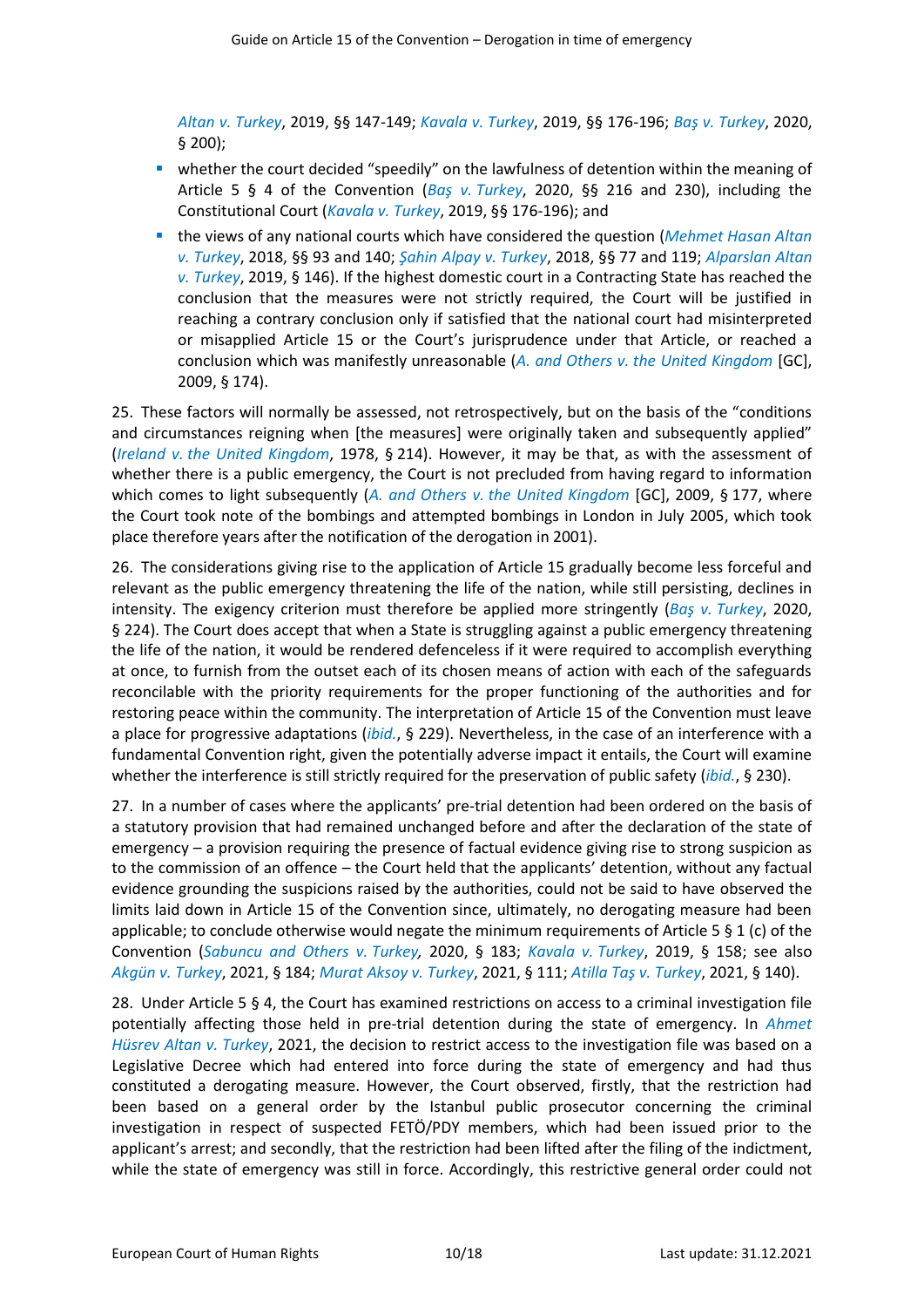*Altan v. Turkey*, 2019, §§ 147-149; *Kavala v. Turkey*, 2019, §§ 176-196; *Baş v. Turkey*, 2020, § 200);

- whether the court decided "speedily" on the lawfulness of detention within the meaning of Article 5 § 4 of the Convention (*Baş v. Turkey*, 2020, §§ 216 and 230), including the Constitutional Court (*Kavala v. Turkey*, 2019, §§ 176-196); and
- the views of any national courts which have considered the question (*Mehmet Hasan Altan v. Turkey*, 2018, §§ 93 and 140; *Şahin Alpay v. Turkey*, 2018, §§ 77 and 119; *Alparslan Altan v. Turkey*, 2019, § 146). If the highest domestic court in a Contracting State has reached the conclusion that the measures were not strictly required, the Court will be justified in reaching a contrary conclusion only if satisfied that the national court had misinterpreted or misapplied Article 15 or the Court's jurisprudence under that Article, or reached a conclusion which was manifestly unreasonable (*A. and Others v. the United Kingdom* [GC], 2009, § 174).

25. These factors will normally be assessed, not retrospectively, but on the basis of the "conditions and circumstances reigning when [the measures] were originally taken and subsequently applied" (*Ireland v. the United Kingdom*, 1978, § 214). However, it may be that, as with the assessment of whether there is a public emergency, the Court is not precluded from having regard to information which comes to light subsequently (*A. and Others v. the United Kingdom* [GC], 2009, § 177, where the Court took note of the bombings and attempted bombings in London in July 2005, which took place therefore years after the notification of the derogation in 2001).

26. The considerations giving rise to the application of Article 15 gradually become less forceful and relevant as the public emergency threatening the life of the nation, while still persisting, declines in intensity. The exigency criterion must therefore be applied more stringently (*Baş v. Turkey*, 2020, § 224). The Court does accept that when a State is struggling against a public emergency threatening the life of the nation, it would be rendered defenceless if it were required to accomplish everything at once, to furnish from the outset each of its chosen means of action with each of the safeguards reconcilable with the priority requirements for the proper functioning of the authorities and for restoring peace within the community. The interpretation of Article 15 of the Convention must leave a place for progressive adaptations (*ibid.*, § 229). Nevertheless, in the case of an interference with a fundamental Convention right, given the potentially adverse impact it entails, the Court will examine whether the interference is still strictly required for the preservation of public safety (*ibid.*, § 230).

27. In a number of cases where the applicants' pre-trial detention had been ordered on the basis of a statutory provision that had remained unchanged before and after the declaration of the state of emergency – a provision requiring the presence of factual evidence giving rise to strong suspicion as to the commission of an offence – the Court held that the applicants' detention, without any factual evidence grounding the suspicions raised by the authorities, could not be said to have observed the limits laid down in Article 15 of the Convention since, ultimately, no derogating measure had been applicable; to conclude otherwise would negate the minimum requirements of Article 5 § 1 (c) of the Convention (*Sabuncu and Others v. Turkey,* 2020, § 183; *Kavala v. Turkey*, 2019, § 158; see also *Akgün v. Turkey*, 2021, § 184; *Murat Aksoy v. Turkey*, 2021, § 111; *Atilla Taş v. Turkey*, 2021, § 140).

28. Under Article 5 § 4, the Court has examined restrictions on access to a criminal investigation file potentially affecting those held in pre-trial detention during the state of emergency. In *Ahmet Hüsrev Altan v. Turkey*, 2021, the decision to restrict access to the investigation file was based on a Legislative Decree which had entered into force during the state of emergency and had thus constituted a derogating measure. However, the Court observed, firstly, that the restriction had been based on a general order by the Istanbul public prosecutor concerning the criminal investigation in respect of suspected FETÖ/PDY members, which had been issued prior to the applicant's arrest; and secondly, that the restriction had been lifted after the filing of the indictment, while the state of emergency was still in force. Accordingly, this restrictive general order could not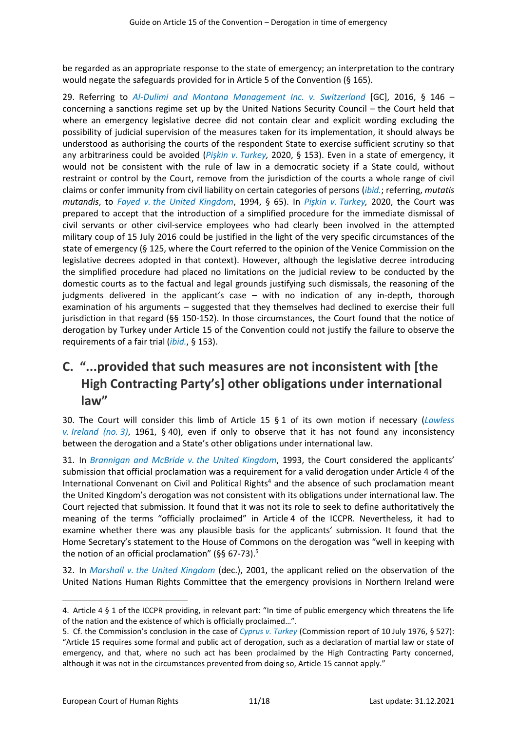be regarded as an appropriate response to the state of emergency; an interpretation to the contrary would negate the safeguards provided for in Article 5 of the Convention (§ 165).

29. Referring to *Al-Dulimi and Montana Management Inc. v. Switzerland* [GC], 2016, § 146 – concerning a sanctions regime set up by the United Nations Security Council – the Court held that where an emergency legislative decree did not contain clear and explicit wording excluding the possibility of judicial supervision of the measures taken for its implementation, it should always be understood as authorising the courts of the respondent State to exercise sufficient scrutiny so that any arbitrariness could be avoided (*Pişkin v. Turkey,* 2020, § 153). Even in a state of emergency, it would not be consistent with the rule of law in a democratic society if a State could, without restraint or control by the Court, remove from the jurisdiction of the courts a whole range of civil claims or confer immunity from civil liability on certain categories of persons (*ibid.*; referring, *mutatis mutandis*, to *Fayed v. the United Kingdom*, 1994, § 65). In *Pişkin v. Turkey,* 2020, the Court was prepared to accept that the introduction of a simplified procedure for the immediate dismissal of civil servants or other civil-service employees who had clearly been involved in the attempted military coup of 15 July 2016 could be justified in the light of the very specific circumstances of the state of emergency (§ 125, where the Court referred to the opinion of the Venice Commission on the legislative decrees adopted in that context). However, although the legislative decree introducing the simplified procedure had placed no limitations on the judicial review to be conducted by the domestic courts as to the factual and legal grounds justifying such dismissals, the reasoning of the judgments delivered in the applicant's case – with no indication of any in-depth, thorough examination of his arguments – suggested that they themselves had declined to exercise their full jurisdiction in that regard (§§ 150-152). In those circumstances, the Court found that the notice of derogation by Turkey under Article 15 of the Convention could not justify the failure to observe the requirements of a fair trial (*ibid.*, § 153).

## C. "...provided that such measures are not inconsistent with [the High Contracting Party's] other obligations under international law"

30. The Court will consider this limb of Article 15 § 1 of its own motion if necessary (*Lawless v. Ireland (no. 3)*, 1961, § 40), even if only to observe that it has not found any inconsistency between the derogation and a State's other obligations under international law.

31. In *Brannigan and McBride v. the United Kingdom*, 1993, the Court considered the applicants' submission that official proclamation was a requirement for a valid derogation under Article 4 of the International Convenant on Civil and Political Rights[4] and the absence of such proclamation meant the United Kingdom's derogation was not consistent with its obligations under international law. The Court rejected that submission. It found that it was not its role to seek to define authoritatively the meaning of the terms "officially proclaimed" in Article 4 of the ICCPR. Nevertheless, it had to examine whether there was any plausible basis for the applicants' submission. It found that the Home Secretary's statement to the House of Commons on the derogation was "well in keeping with the notion of an official proclamation" (§§ 67-73).[5]

32. In *Marshall v. the United Kingdom* (dec.), 2001, the applicant relied on the observation of the United Nations Human Rights Committee that the emergency provisions in Northern Ireland were

---

4. Article 4 § 1 of the ICCPR providing, in relevant part: "In time of public emergency which threatens the life of the nation and the existence of which is officially proclaimed…".

5. Cf. the Commission's conclusion in the case of *Cyprus v. Turkey* (Commission report of 10 July 1976, § 527): "Article 15 requires some formal and public act of derogation, such as a declaration of martial law or state of emergency, and that, where no such act has been proclaimed by the High Contracting Party concerned, although it was not in the circumstances prevented from doing so, Article 15 cannot apply."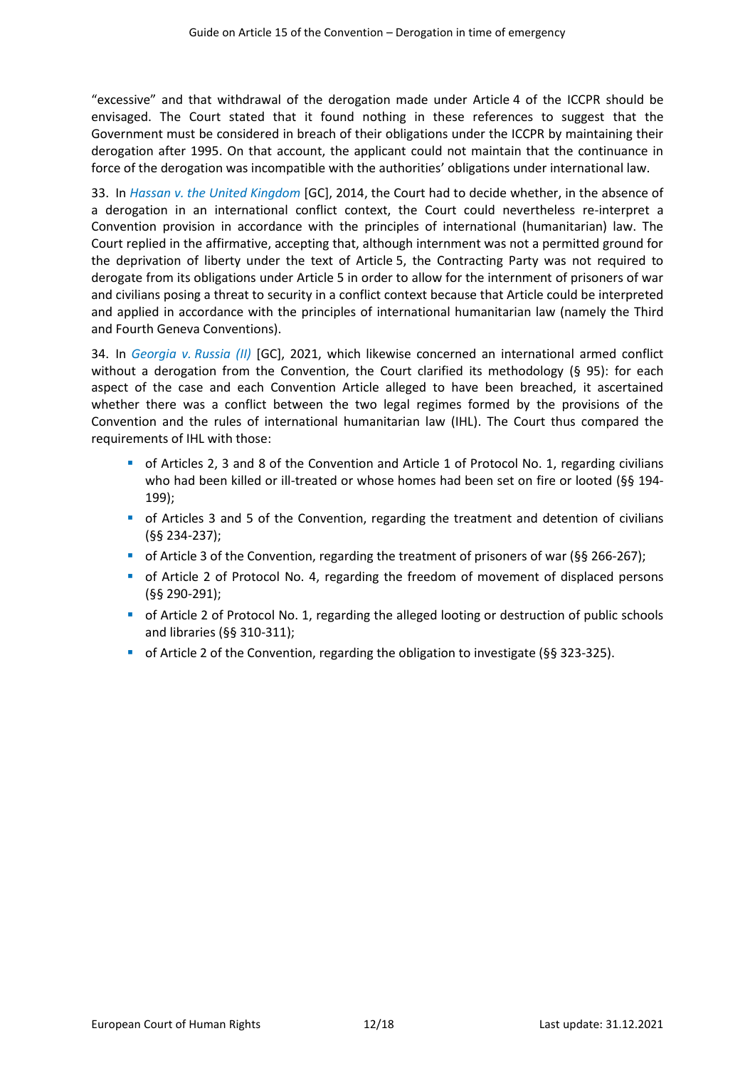"excessive" and that withdrawal of the derogation made under Article 4 of the ICCPR should be envisaged. The Court stated that it found nothing in these references to suggest that the Government must be considered in breach of their obligations under the ICCPR by maintaining their derogation after 1995. On that account, the applicant could not maintain that the continuance in force of the derogation was incompatible with the authorities' obligations under international law.

33. In *Hassan v. the United Kingdom* [GC], 2014, the Court had to decide whether, in the absence of a derogation in an international conflict context, the Court could nevertheless re-interpret a Convention provision in accordance with the principles of international (humanitarian) law. The Court replied in the affirmative, accepting that, although internment was not a permitted ground for the deprivation of liberty under the text of Article 5, the Contracting Party was not required to derogate from its obligations under Article 5 in order to allow for the internment of prisoners of war and civilians posing a threat to security in a conflict context because that Article could be interpreted and applied in accordance with the principles of international humanitarian law (namely the Third and Fourth Geneva Conventions).

34. In *Georgia v. Russia (II)* [GC], 2021, which likewise concerned an international armed conflict without a derogation from the Convention, the Court clarified its methodology (§ 95): for each aspect of the case and each Convention Article alleged to have been breached, it ascertained whether there was a conflict between the two legal regimes formed by the provisions of the Convention and the rules of international humanitarian law (IHL). The Court thus compared the requirements of IHL with those:

- of Articles 2, 3 and 8 of the Convention and Article 1 of Protocol No. 1, regarding civilians who had been killed or ill-treated or whose homes had been set on fire or looted (§§ 194-199);
- of Articles 3 and 5 of the Convention, regarding the treatment and detention of civilians (§§ 234-237);
- of Article 3 of the Convention, regarding the treatment of prisoners of war (§§ 266-267);
- of Article 2 of Protocol No. 4, regarding the freedom of movement of displaced persons (§§ 290-291);
- of Article 2 of Protocol No. 1, regarding the alleged looting or destruction of public schools and libraries (§§ 310-311);
- of Article 2 of the Convention, regarding the obligation to investigate (§§ 323-325).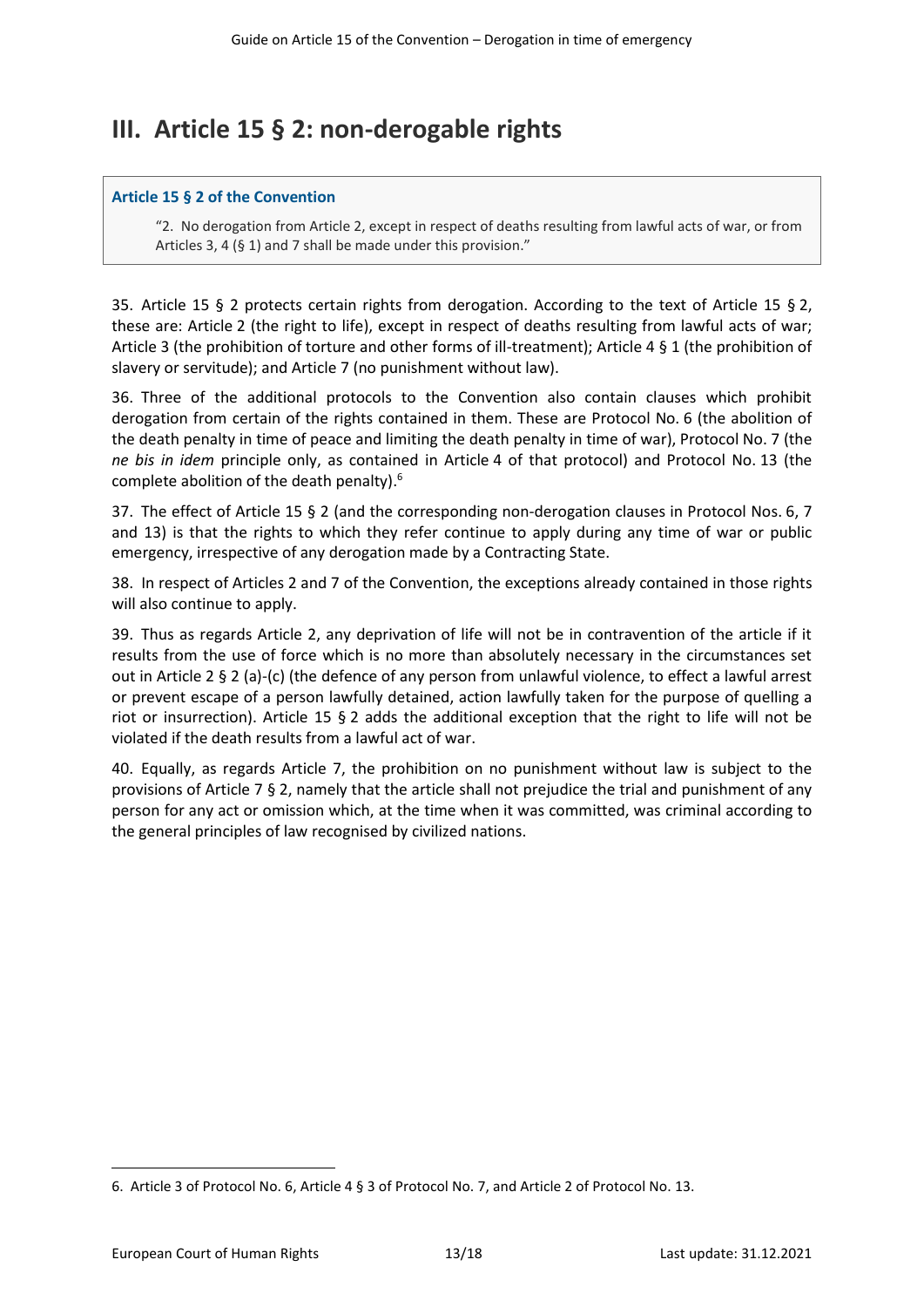# III. Article 15 § 2: non-derogable rights

**Article 15 § 2 of the Convention**

> "2. No derogation from Article 2, except in respect of deaths resulting from lawful acts of war, or from Articles 3, 4 (§ 1) and 7 shall be made under this provision."

35. Article 15 § 2 protects certain rights from derogation. According to the text of Article 15 § 2, these are: Article 2 (the right to life), except in respect of deaths resulting from lawful acts of war; Article 3 (the prohibition of torture and other forms of ill-treatment); Article 4 § 1 (the prohibition of slavery or servitude); and Article 7 (no punishment without law).

36. Three of the additional protocols to the Convention also contain clauses which prohibit derogation from certain of the rights contained in them. These are Protocol No. 6 (the abolition of the death penalty in time of peace and limiting the death penalty in time of war), Protocol No. 7 (the *ne bis in idem* principle only, as contained in Article 4 of that protocol) and Protocol No. 13 (the complete abolition of the death penalty).[6]

37. The effect of Article 15 § 2 (and the corresponding non-derogation clauses in Protocol Nos. 6, 7 and 13) is that the rights to which they refer continue to apply during any time of war or public emergency, irrespective of any derogation made by a Contracting State.

38. In respect of Articles 2 and 7 of the Convention, the exceptions already contained in those rights will also continue to apply.

39. Thus as regards Article 2, any deprivation of life will not be in contravention of the article if it results from the use of force which is no more than absolutely necessary in the circumstances set out in Article 2 § 2 (a)-(c) (the defence of any person from unlawful violence, to effect a lawful arrest or prevent escape of a person lawfully detained, action lawfully taken for the purpose of quelling a riot or insurrection). Article 15 § 2 adds the additional exception that the right to life will not be violated if the death results from a lawful act of war.

40. Equally, as regards Article 7, the prohibition on no punishment without law is subject to the provisions of Article 7 § 2, namely that the article shall not prejudice the trial and punishment of any person for any act or omission which, at the time when it was committed, was criminal according to the general principles of law recognised by civilized nations.

---

6. Article 3 of Protocol No. 6, Article 4 § 3 of Protocol No. 7, and Article 2 of Protocol No. 13.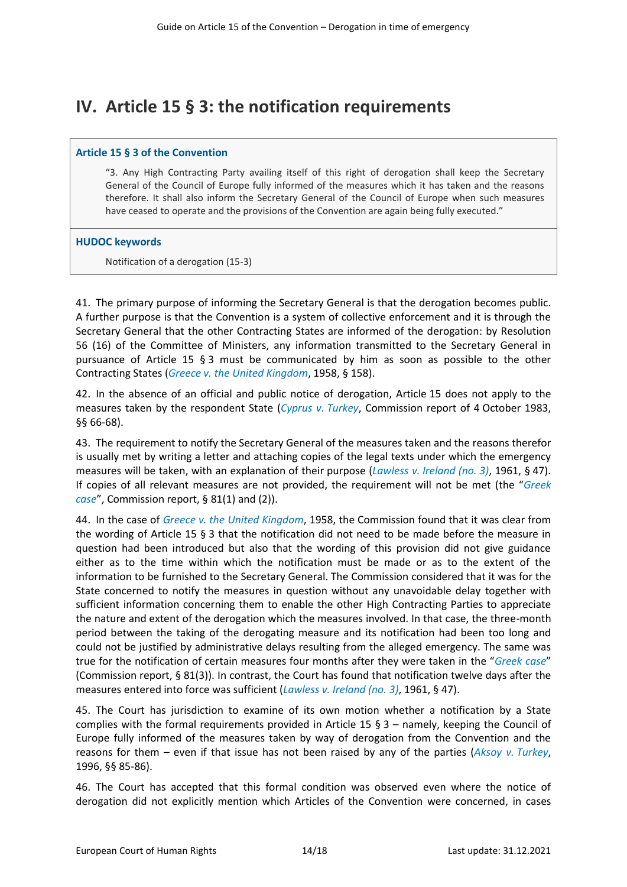# IV. Article 15 § 3: the notification requirements

**Article 15 § 3 of the Convention**

> "3. Any High Contracting Party availing itself of this right of derogation shall keep the Secretary General of the Council of Europe fully informed of the measures which it has taken and the reasons therefore. It shall also inform the Secretary General of the Council of Europe when such measures have ceased to operate and the provisions of the Convention are again being fully executed."

**HUDOC keywords**

> Notification of a derogation (15-3)

41. The primary purpose of informing the Secretary General is that the derogation becomes public. A further purpose is that the Convention is a system of collective enforcement and it is through the Secretary General that the other Contracting States are informed of the derogation: by Resolution 56 (16) of the Committee of Ministers, any information transmitted to the Secretary General in pursuance of Article 15 § 3 must be communicated by him as soon as possible to the other Contracting States (*Greece v. the United Kingdom*, 1958, § 158).

42. In the absence of an official and public notice of derogation, Article 15 does not apply to the measures taken by the respondent State (*Cyprus v. Turkey*, Commission report of 4 October 1983, §§ 66-68).

43. The requirement to notify the Secretary General of the measures taken and the reasons therefor is usually met by writing a letter and attaching copies of the legal texts under which the emergency measures will be taken, with an explanation of their purpose (*Lawless v. Ireland (no. 3)*, 1961, § 47). If copies of all relevant measures are not provided, the requirement will not be met (the "*Greek case*", Commission report, § 81(1) and (2)).

44. In the case of *Greece v. the United Kingdom*, 1958, the Commission found that it was clear from the wording of Article 15 § 3 that the notification did not need to be made before the measure in question had been introduced but also that the wording of this provision did not give guidance either as to the time within which the notification must be made or as to the extent of the information to be furnished to the Secretary General. The Commission considered that it was for the State concerned to notify the measures in question without any unavoidable delay together with sufficient information concerning them to enable the other High Contracting Parties to appreciate the nature and extent of the derogation which the measures involved. In that case, the three-month period between the taking of the derogating measure and its notification had been too long and could not be justified by administrative delays resulting from the alleged emergency. The same was true for the notification of certain measures four months after they were taken in the "*Greek case*" (Commission report, § 81(3)). In contrast, the Court has found that notification twelve days after the measures entered into force was sufficient (*Lawless v. Ireland (no. 3)*, 1961, § 47).

45. The Court has jurisdiction to examine of its own motion whether a notification by a State complies with the formal requirements provided in Article 15 § 3 – namely, keeping the Council of Europe fully informed of the measures taken by way of derogation from the Convention and the reasons for them – even if that issue has not been raised by any of the parties (*Aksoy v. Turkey*, 1996, §§ 85-86).

46. The Court has accepted that this formal condition was observed even where the notice of derogation did not explicitly mention which Articles of the Convention were concerned, in cases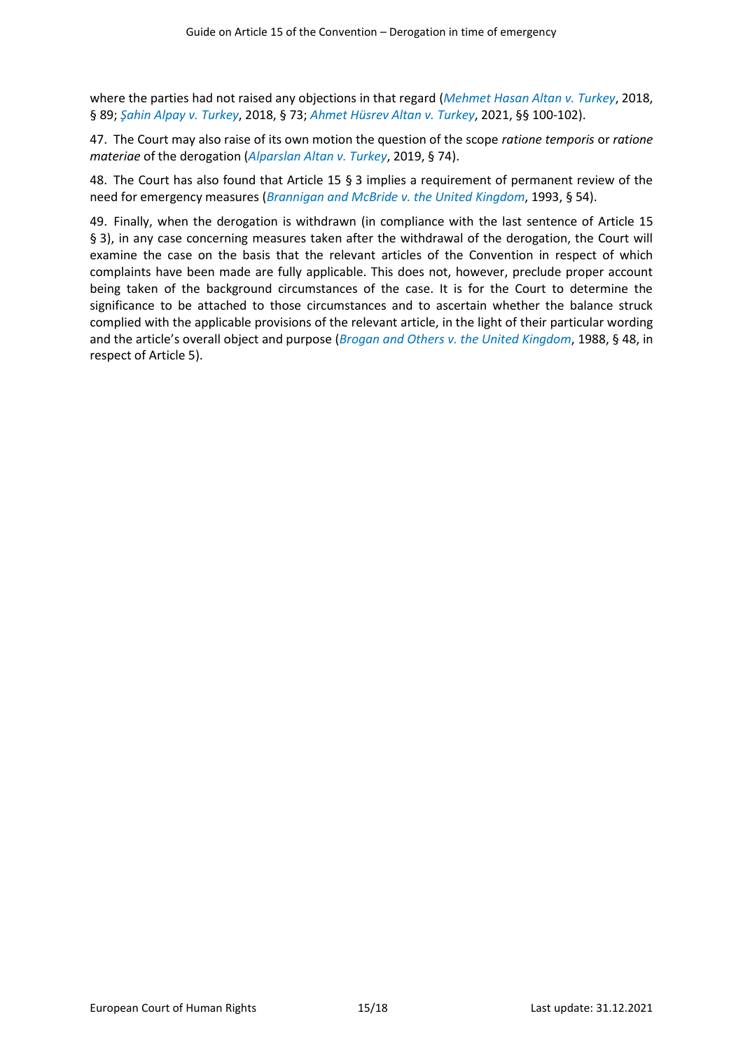where the parties had not raised any objections in that regard (*Mehmet Hasan Altan v. Turkey*, 2018, § 89; *Şahin Alpay v. Turkey*, 2018, § 73; *Ahmet Hüsrev Altan v. Turkey*, 2021, §§ 100-102).

47. The Court may also raise of its own motion the question of the scope *ratione temporis* or *ratione materiae* of the derogation (*Alparslan Altan v. Turkey*, 2019, § 74).

48. The Court has also found that Article 15 § 3 implies a requirement of permanent review of the need for emergency measures (*Brannigan and McBride v. the United Kingdom*, 1993, § 54).

49. Finally, when the derogation is withdrawn (in compliance with the last sentence of Article 15 § 3), in any case concerning measures taken after the withdrawal of the derogation, the Court will examine the case on the basis that the relevant articles of the Convention in respect of which complaints have been made are fully applicable. This does not, however, preclude proper account being taken of the background circumstances of the case. It is for the Court to determine the significance to be attached to those circumstances and to ascertain whether the balance struck complied with the applicable provisions of the relevant article, in the light of their particular wording and the article's overall object and purpose (*Brogan and Others v. the United Kingdom*, 1988, § 48, in respect of Article 5).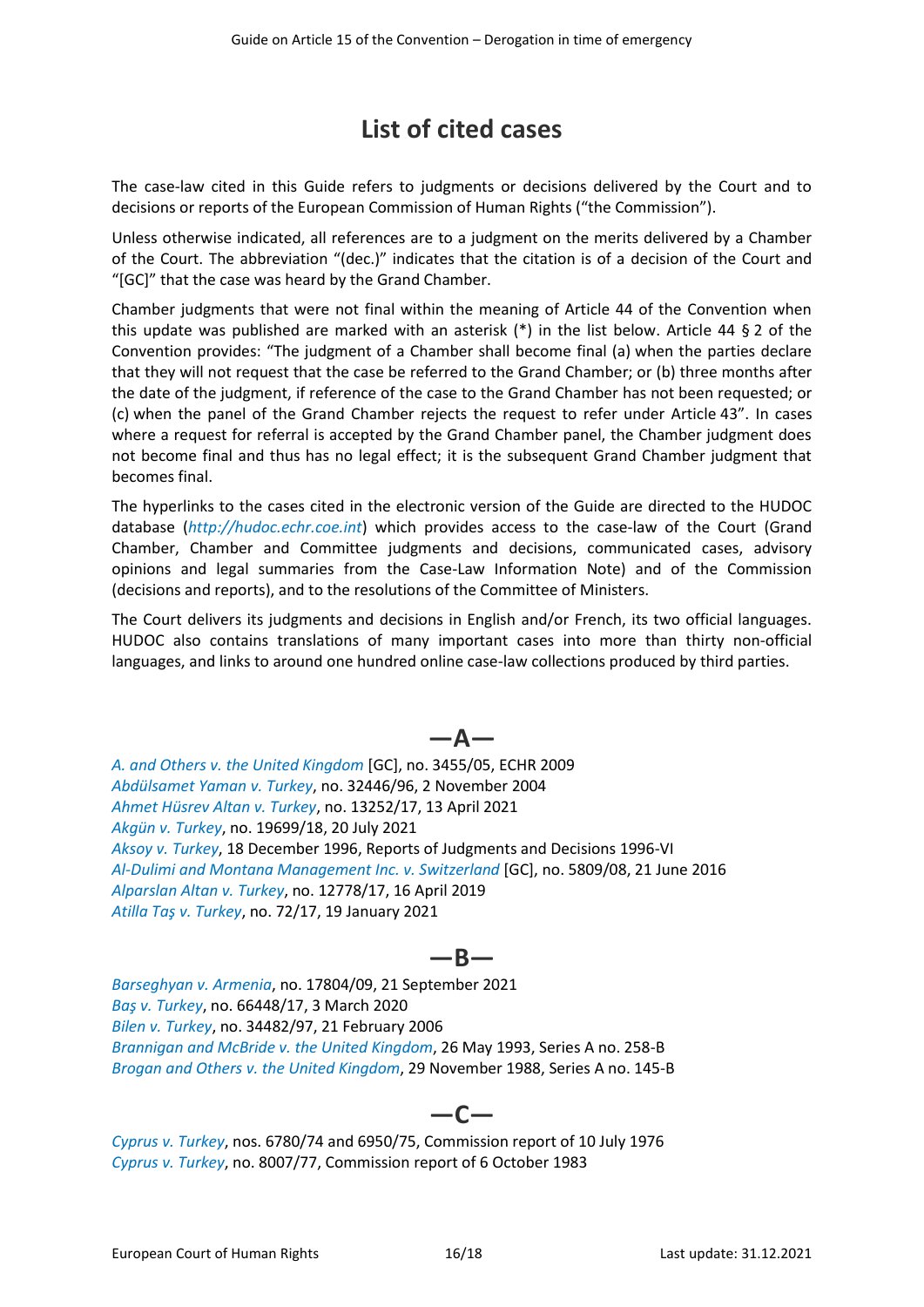# List of cited cases

The case-law cited in this Guide refers to judgments or decisions delivered by the Court and to decisions or reports of the European Commission of Human Rights ("the Commission").

Unless otherwise indicated, all references are to a judgment on the merits delivered by a Chamber of the Court. The abbreviation "(dec.)" indicates that the citation is of a decision of the Court and "[GC]" that the case was heard by the Grand Chamber.

Chamber judgments that were not final within the meaning of Article 44 of the Convention when this update was published are marked with an asterisk (*) in the list below. Article 44 § 2 of the Convention provides: "The judgment of a Chamber shall become final (a) when the parties declare that they will not request that the case be referred to the Grand Chamber; or (b) three months after the date of the judgment, if reference of the case to the Grand Chamber has not been requested; or (c) when the panel of the Grand Chamber rejects the request to refer under Article 43". In cases where a request for referral is accepted by the Grand Chamber panel, the Chamber judgment does not become final and thus has no legal effect; it is the subsequent Grand Chamber judgment that becomes final.

The hyperlinks to the cases cited in the electronic version of the Guide are directed to the HUDOC database (*http://hudoc.echr.coe.int*) which provides access to the case-law of the Court (Grand Chamber, Chamber and Committee judgments and decisions, communicated cases, advisory opinions and legal summaries from the Case-Law Information Note) and of the Commission (decisions and reports), and to the resolutions of the Committee of Ministers.

The Court delivers its judgments and decisions in English and/or French, its two official languages. HUDOC also contains translations of many important cases into more than thirty non-official languages, and links to around one hundred online case-law collections produced by third parties.

## —A—

*A. and Others v. the United Kingdom* [GC], no. 3455/05, ECHR 2009
*Abdülsamet Yaman v. Turkey*, no. 32446/96, 2 November 2004
*Ahmet Hüsrev Altan v. Turkey*, no. 13252/17, 13 April 2021
*Akgün v. Turkey*, no. 19699/18, 20 July 2021
*Aksoy v. Turkey*, 18 December 1996, Reports of Judgments and Decisions 1996-VI
*Al-Dulimi and Montana Management Inc. v. Switzerland* [GC], no. 5809/08, 21 June 2016
*Alparslan Altan v. Turkey*, no. 12778/17, 16 April 2019
*Atilla Taş v. Turkey*, no. 72/17, 19 January 2021

## —B—

*Barseghyan v. Armenia*, no. 17804/09, 21 September 2021
*Baş v. Turkey*, no. 66448/17, 3 March 2020
*Bilen v. Turkey*, no. 34482/97, 21 February 2006
*Brannigan and McBride v. the United Kingdom*, 26 May 1993, Series A no. 258-B
*Brogan and Others v. the United Kingdom*, 29 November 1988, Series A no. 145-B

## —C—

*Cyprus v. Turkey*, nos. 6780/74 and 6950/75, Commission report of 10 July 1976
*Cyprus v. Turkey*, no. 8007/77, Commission report of 6 October 1983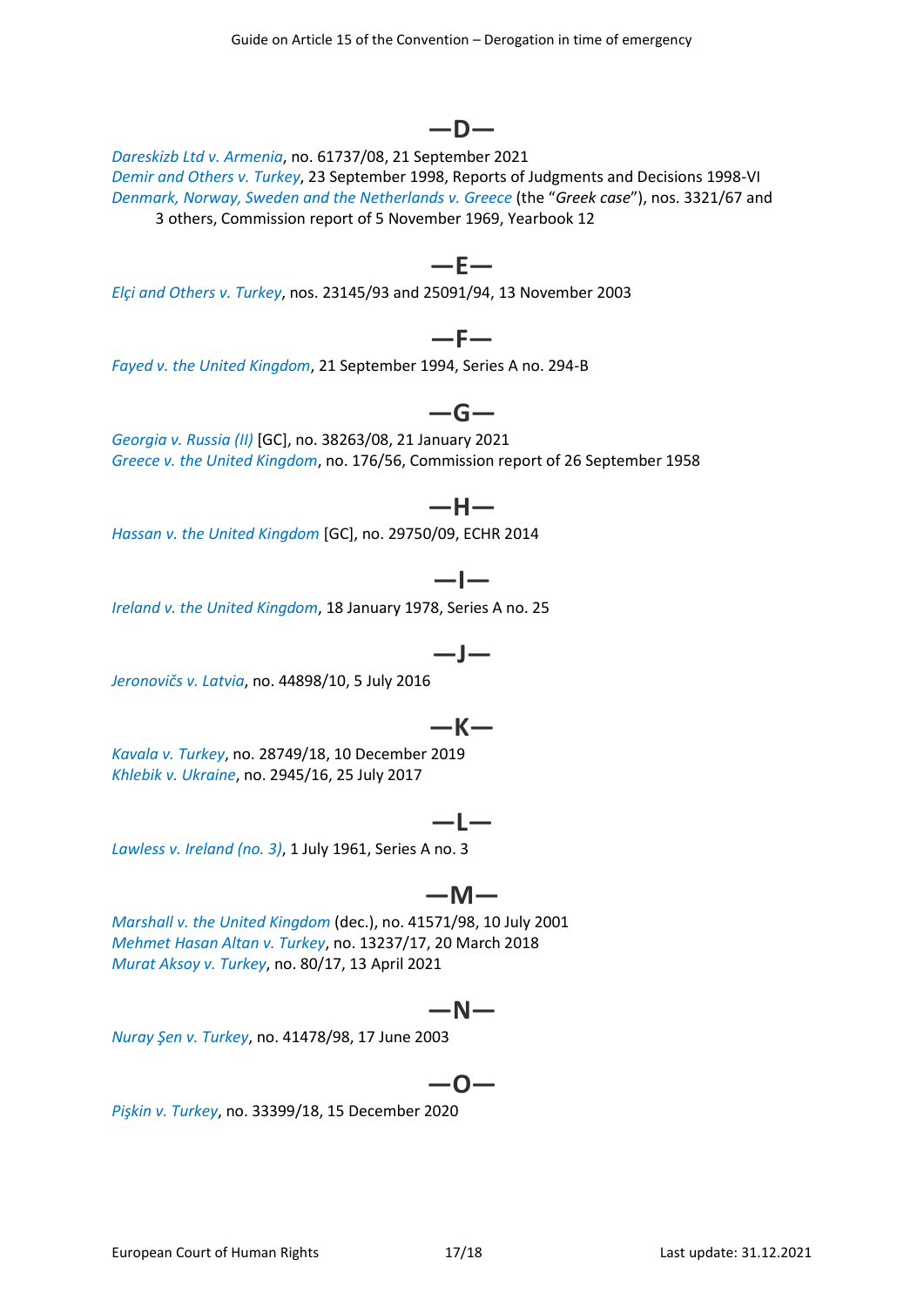## —D—

*Dareskizb Ltd v. Armenia*, no. 61737/08, 21 September 2021
*Demir and Others v. Turkey*, 23 September 1998, Reports of Judgments and Decisions 1998-VI
*Denmark, Norway, Sweden and the Netherlands v. Greece* (the "*Greek case*"), nos. 3321/67 and 3 others, Commission report of 5 November 1969, Yearbook 12

## —E—

*Elçi and Others v. Turkey*, nos. 23145/93 and 25091/94, 13 November 2003

## —F—

*Fayed v. the United Kingdom*, 21 September 1994, Series A no. 294-B

## —G—

*Georgia v. Russia (II)* [GC], no. 38263/08, 21 January 2021
*Greece v. the United Kingdom*, no. 176/56, Commission report of 26 September 1958

## —H—

*Hassan v. the United Kingdom* [GC], no. 29750/09, ECHR 2014

## —I—

*Ireland v. the United Kingdom*, 18 January 1978, Series A no. 25

## —J—

*Jeronovičs v. Latvia*, no. 44898/10, 5 July 2016

## —K—

*Kavala v. Turkey*, no. 28749/18, 10 December 2019
*Khlebik v. Ukraine*, no. 2945/16, 25 July 2017

## —L—

*Lawless v. Ireland (no. 3)*, 1 July 1961, Series A no. 3

## —M—

*Marshall v. the United Kingdom* (dec.), no. 41571/98, 10 July 2001
*Mehmet Hasan Altan v. Turkey*, no. 13237/17, 20 March 2018
*Murat Aksoy v. Turkey*, no. 80/17, 13 April 2021

## —N—

*Nuray Şen v. Turkey*, no. 41478/98, 17 June 2003

## —O—

*Pişkin v. Turkey*, no. 33399/18, 15 December 2020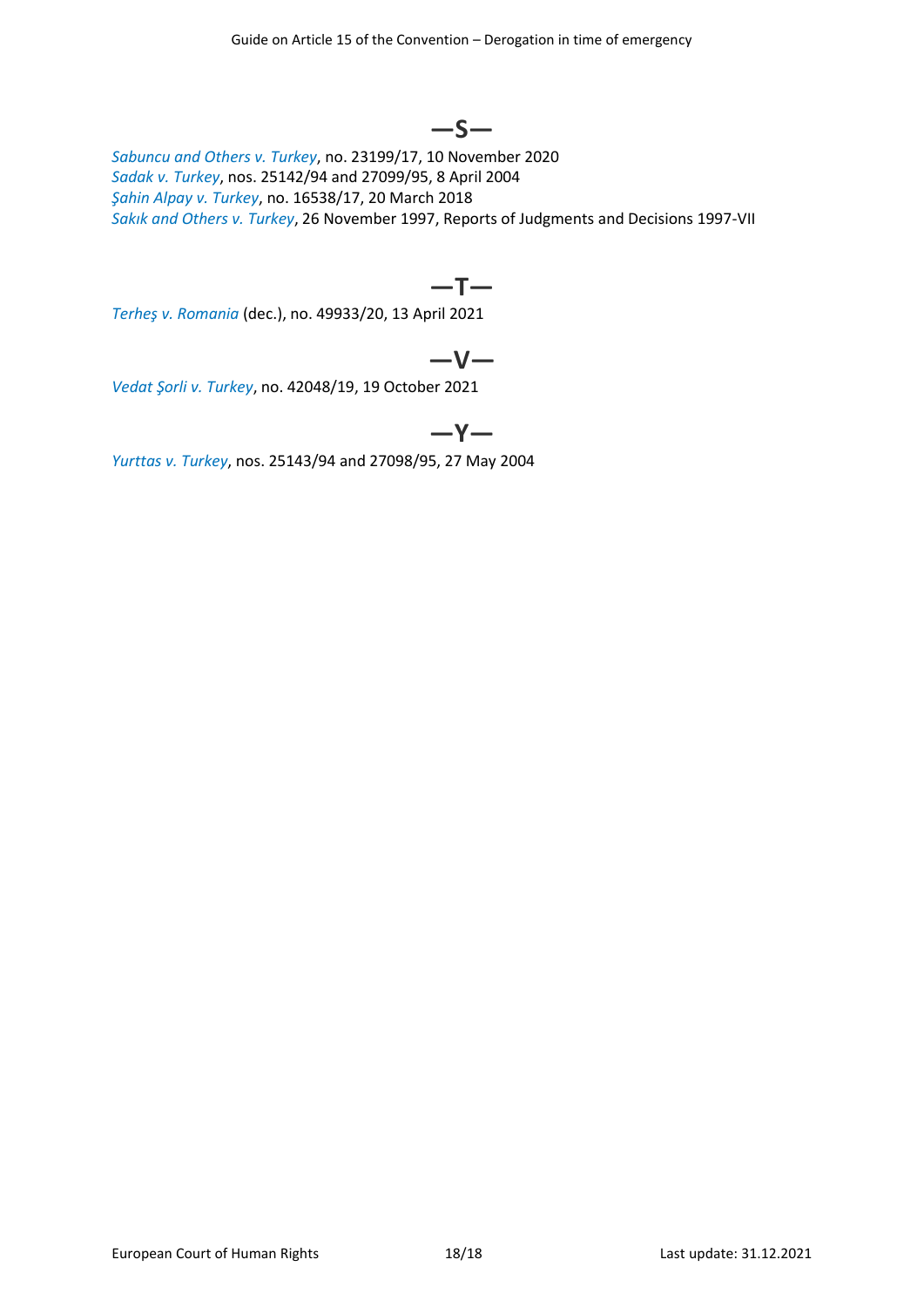## —S—

*Sabuncu and Others v. Turkey*, no. 23199/17, 10 November 2020
*Sadak v. Turkey*, nos. 25142/94 and 27099/95, 8 April 2004
*Şahin Alpay v. Turkey*, no. 16538/17, 20 March 2018
*Sakık and Others v. Turkey*, 26 November 1997, Reports of Judgments and Decisions 1997-VII

## —T—

*Terheş v. Romania* (dec.), no. 49933/20, 13 April 2021

## —V—

*Vedat Şorli v. Turkey*, no. 42048/19, 19 October 2021

## —Y—

*Yurttas v. Turkey*, nos. 25143/94 and 27098/95, 27 May 2004